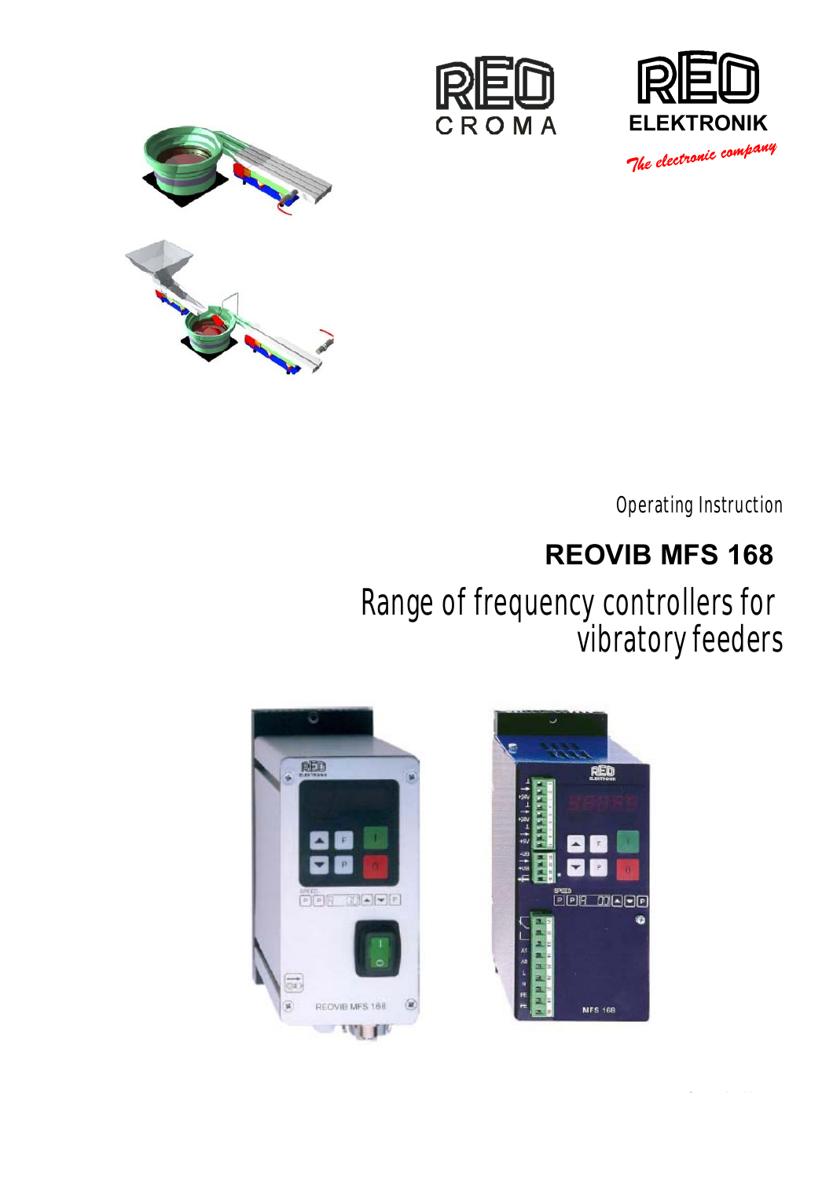RED CROMA

RED ELEKTRONIK

*The electronic company*

Operating Instruction

# REOVIB MFS 168

## Range of frequency controllers for vibratory feeders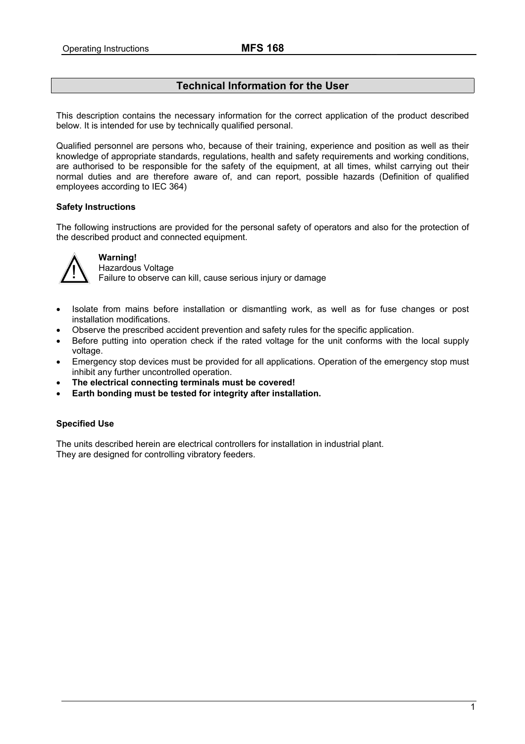## Technical Information for the User

This description contains the necessary information for the correct application of the product described below. It is intended for use by technically qualified personal.

Qualified personnel are persons who, because of their training, experience and position as well as their knowledge of appropriate standards, regulations, health and safety requirements and working conditions, are authorised to be responsible for the safety of the equipment, at all times, whilst carrying out their normal duties and are therefore aware of, and can report, possible hazards (Definition of qualified employees according to IEC 364)

**Safety Instructions**

The following instructions are provided for the personal safety of operators and also for the protection of the described product and connected equipment.

**Warning!**
Hazardous Voltage
Failure to observe can kill, cause serious injury or damage

- Isolate from mains before installation or dismantling work, as well as for fuse changes or post installation modifications.
- Observe the prescribed accident prevention and safety rules for the specific application.
- Before putting into operation check if the rated voltage for the unit conforms with the local supply voltage.
- Emergency stop devices must be provided for all applications. Operation of the emergency stop must inhibit any further uncontrolled operation.
- **The electrical connecting terminals must be covered!**
- **Earth bonding must be tested for integrity after installation.**

**Specified Use**

The units described herein are electrical controllers for installation in industrial plant.
They are designed for controlling vibratory feeders.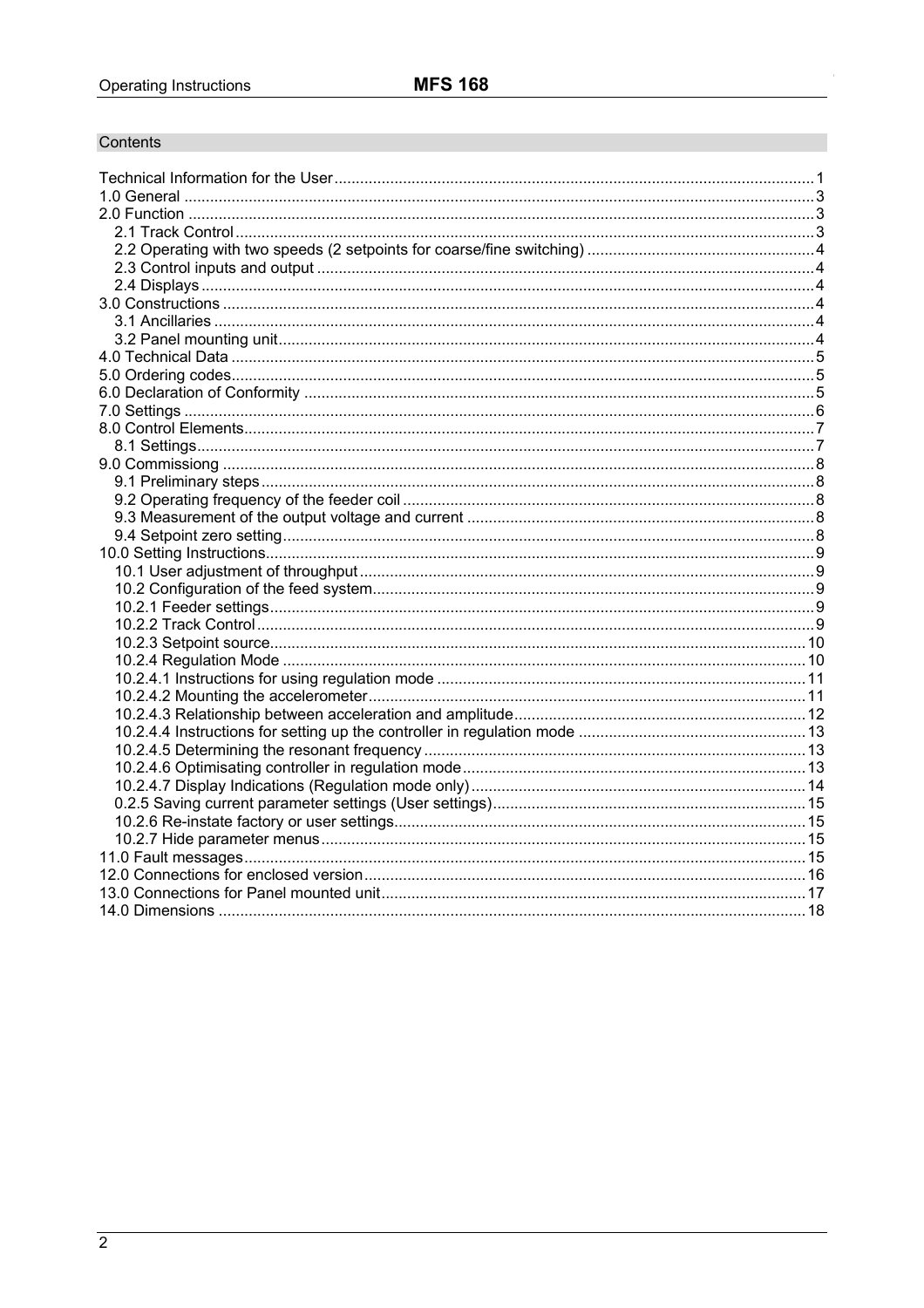## Contents

Technical Information for the User .......... 1
1.0 General .......... 3
2.0 Function .......... 3
 2.1 Track Control .......... 3
 2.2 Operating with two speeds (2 setpoints for coarse/fine switching) .......... 4
 2.3 Control inputs and output .......... 4
 2.4 Displays .......... 4
3.0 Constructions .......... 4
 3.1 Ancillaries .......... 4
 3.2 Panel mounting unit .......... 4
4.0 Technical Data .......... 5
5.0 Ordering codes .......... 5
6.0 Declaration of Conformity .......... 5
7.0 Settings .......... 6
8.0 Control Elements .......... 7
 8.1 Settings .......... 7
9.0 Commissiong .......... 8
 9.1 Preliminary steps .......... 8
 9.2 Operating frequency of the feeder coil .......... 8
 9.3 Measurement of the output voltage and current .......... 8
 9.4 Setpoint zero setting .......... 8
10.0 Setting Instructions .......... 9
 10.1 User adjustment of throughput .......... 9
 10.2 Configuration of the feed system .......... 9
 10.2.1 Feeder settings .......... 9
 10.2.2 Track Control .......... 9
 10.2.3 Setpoint source .......... 10
 10.2.4 Regulation Mode .......... 10
 10.2.4.1 Instructions for using regulation mode .......... 11
 10.2.4.2 Mounting the accelerometer .......... 11
 10.2.4.3 Relationship between acceleration and amplitude .......... 12
 10.2.4.4 Instructions for setting up the controller in regulation mode .......... 13
 10.2.4.5 Determining the resonant frequency .......... 13
 10.2.4.6 Optimisating controller in regulation mode .......... 13
 10.2.4.7 Display Indications (Regulation mode only) .......... 14
 0.2.5 Saving current parameter settings (User settings) .......... 15
 10.2.6 Re-instate factory or user settings .......... 15
 10.2.7 Hide parameter menus .......... 15
11.0 Fault messages .......... 15
12.0 Connections for enclosed version .......... 16
13.0 Connections for Panel mounted unit .......... 17
14.0 Dimensions .......... 18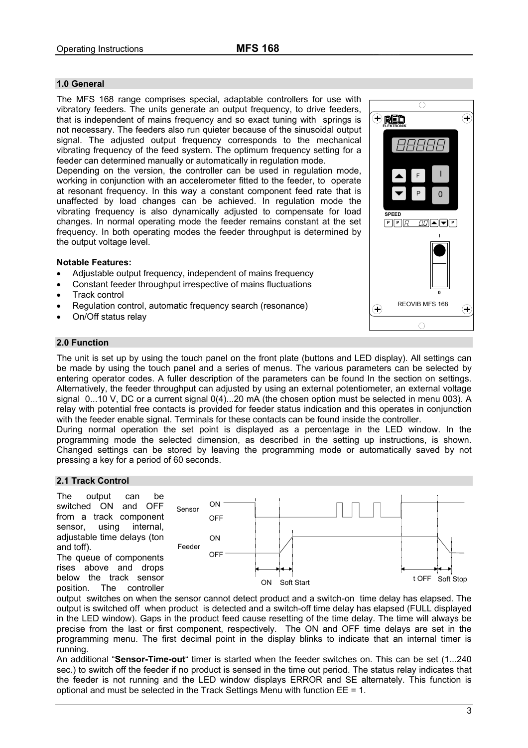## 1.0 General

The MFS 168 range comprises special, adaptable controllers for use with vibratory feeders. The units generate an output frequency, to drive feeders, that is independent of mains frequency and so exact tuning with springs is not necessary. The feeders also run quieter because of the sinusoidal output signal. The adjusted output frequency corresponds to the mechanical vibrating frequency of the feed system. The optimum frequency setting for a feeder can determined manually or automatically in regulation mode.

Depending on the version, the controller can be used in regulation mode, working in conjunction with an accelerometer fitted to the feeder, to operate at resonant frequency. In this way a constant component feed rate that is unaffected by load changes can be achieved. In regulation mode the vibrating frequency is also dynamically adjusted to compensate for load changes. In normal operating mode the feeder remains constant at the set frequency. In both operating modes the feeder throughput is determined by the output voltage level.

**Notable Features:**

- Adjustable output frequency, independent of mains frequency
- Constant feeder throughput irrespective of mains fluctuations
- Track control
- Regulation control, automatic frequency search (resonance)
- On/Off status relay

## 2.0 Function

The unit is set up by using the touch panel on the front plate (buttons and LED display). All settings can be made by using the touch panel and a series of menus. The various parameters can be selected by entering operator codes. A fuller description of the parameters can be found In the section on settings. Alternatively, the feeder throughput can adjusted by using an external potentiometer, an external voltage signal 0...10 V, DC or a current signal 0(4)...20 mA (the chosen option must be selected in menu 003). A relay with potential free contacts is provided for feeder status indication and this operates in conjunction with the feeder enable signal. Terminals for these contacts can be found inside the controller.

During normal operation the set point is displayed as a percentage in the LED window. In the programming mode the selected dimension, as described in the setting up instructions, is shown. Changed settings can be stored by leaving the programming mode or automatically saved by not pressing a key for a period of 60 seconds.

## 2.1 Track Control

The output can be switched ON and OFF from a track component sensor, using internal, adjustable time delays (ton and toff).

The queue of components rises above and drops below the track sensor position. The controller output switches on when the sensor cannot detect product and a switch-on time delay has elapsed. The output is switched off when product is detected and a switch-off time delay has elapsed (FULL displayed in the LED window). Gaps in the product feed cause resetting of the time delay. The time will always be precise from the last or first component, respectively. The ON and OFF time delays are set in the programming menu. The first decimal point in the display blinks to indicate that an internal timer is running.

An additional "**Sensor-Time-out**" timer is started when the feeder switches on. This can be set (1...240 sec.) to switch off the feeder if no product is sensed in the time out period. The status relay indicates that the feeder is not running and the LED window displays ERROR and SE alternately. This function is optional and must be selected in the Track Settings Menu with function EE = 1.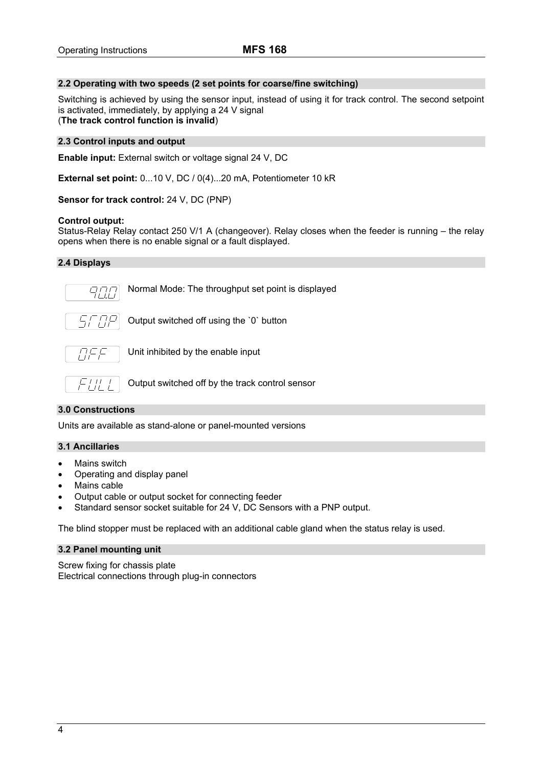## 2.2 Operating with two speeds (2 set points for coarse/fine switching)

Switching is achieved by using the sensor input, instead of using it for track control. The second setpoint is activated, immediately, by applying a 24 V signal
(**The track control function is invalid**)

## 2.3 Control inputs and output

**Enable input:** External switch or voltage signal 24 V, DC

**External set point:** 0...10 V, DC / 0(4)...20 mA, Potentiometer 10 kR

**Sensor for track control:** 24 V, DC (PNP)

**Control output:**
Status-Relay Relay contact 250 V/1 A (changeover). Relay closes when the feeder is running – the relay opens when there is no enable signal or a fault displayed.

## 2.4 Displays

| Display | Meaning |
| --- | --- |
| 90.0 | Normal Mode: The throughput set point is displayed |
| STOP | Output switched off using the `0` button |
| OFF | Unit inhibited by the enable input |
| FULL | Output switched off by the track control sensor |

## 3.0 Constructions

Units are available as stand-alone or panel-mounted versions

## 3.1 Ancillaries

- Mains switch
- Operating and display panel
- Mains cable
- Output cable or output socket for connecting feeder
- Standard sensor socket suitable for 24 V, DC Sensors with a PNP output.

The blind stopper must be replaced with an additional cable gland when the status relay is used.

## 3.2 Panel mounting unit

Screw fixing for chassis plate
Electrical connections through plug-in connectors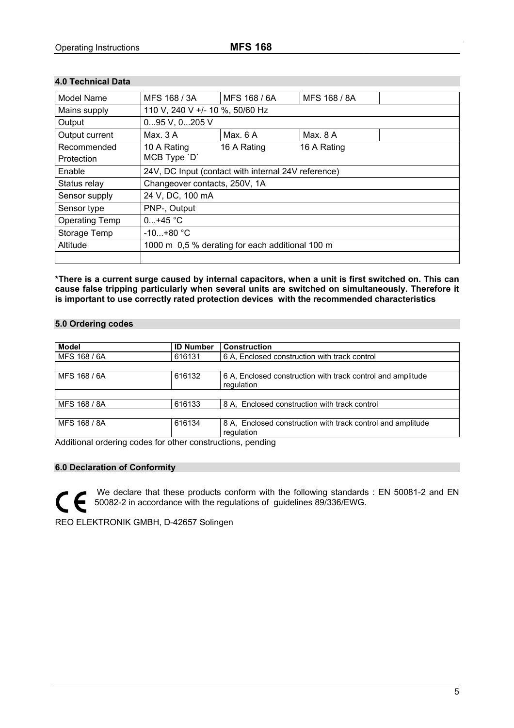## 4.0 Technical Data

| Model Name | MFS 168 / 3A | MFS 168 / 6A | MFS 168 / 8A | |
|---|---|---|---|---|
| Mains supply | 110 V, 240 V +/- 10 %, 50/60 Hz | | | |
| Output | 0...95 V, 0...205 V | | | |
| Output current | Max. 3 A | Max. 6 A | Max. 8 A | |
| Recommended Protection | 10 A Rating MCB Type `D` | 16 A Rating | 16 A Rating | |
| Enable | 24V, DC Input (contact with internal 24V reference) | | | |
| Status relay | Changeover contacts, 250V, 1A | | | |
| Sensor supply | 24 V, DC, 100 mA | | | |
| Sensor type | PNP-, Output | | | |
| Operating Temp | 0...+45 °C | | | |
| Storage Temp | -10...+80 °C | | | |
| Altitude | 1000 m 0,5 % derating for each additional 100 m | | | |
| | | | | |

**\*There is a current surge caused by internal capacitors, when a unit is first switched on. This can cause false tripping particularly when several units are switched on simultaneously. Therefore it is important to use correctly rated protection devices with the recommended characteristics**

## 5.0 Ordering codes

| Model | ID Number | Construction |
|---|---|---|
| MFS 168 / 6A | 616131 | 6 A, Enclosed construction with track control |
| | | |
| MFS 168 / 6A | 616132 | 6 A, Enclosed construction with track control and amplitude regulation |
| | | |
| MFS 168 / 8A | 616133 | 8 A, Enclosed construction with track control |
| | | |
| MFS 168 / 8A | 616134 | 8 A, Enclosed construction with track control and amplitude regulation |

Additional ordering codes for other constructions, pending

## 6.0 Declaration of Conformity

CE We declare that these products conform with the following standards : EN 50081-2 and EN 50082-2 in accordance with the regulations of guidelines 89/336/EWG.

REO ELEKTRONIK GMBH, D-42657 Solingen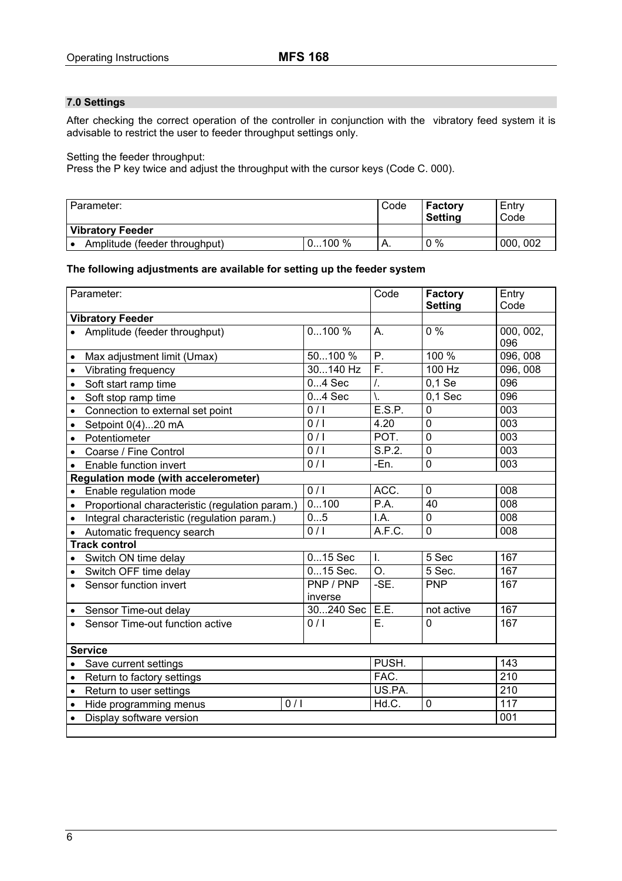## 7.0 Settings

After checking the correct operation of the controller in conjunction with the vibratory feed system it is advisable to restrict the user to feeder throughput settings only.

Setting the feeder throughput:
Press the P key twice and adjust the throughput with the cursor keys (Code C. 000).

| Parameter: | | Code | **Factory Setting** | Entry Code |
|---|---|---|---|---|
| **Vibratory Feeder** | | | | |
| • Amplitude (feeder throughput) | 0...100 % | A. | 0 % | 000, 002 |

**The following adjustments are available for setting up the feeder system**

| Parameter: | | Code | **Factory Setting** | Entry Code |
|---|---|---|---|---|
| **Vibratory Feeder** | | | | |
| • Amplitude (feeder throughput) | 0...100 % | A. | 0 % | 000, 002, 096 |
| • Max adjustment limit (Umax) | 50...100 % | P. | 100 % | 096, 008 |
| • Vibrating frequency | 30...140 Hz | F. | 100 Hz | 096, 008 |
| • Soft start ramp time | 0...4 Sec | /. | 0,1 Se | 096 |
| • Soft stop ramp time | 0...4 Sec | \. | 0,1 Sec | 096 |
| • Connection to external set point | 0 / I | E.S.P. | 0 | 003 |
| • Setpoint 0(4)...20 mA | 0 / I | 4.20 | 0 | 003 |
| • Potentiometer | 0 / I | POT. | 0 | 003 |
| • Coarse / Fine Control | 0 / I | S.P.2. | 0 | 003 |
| • Enable function invert | 0 / I | -En. | 0 | 003 |
| **Regulation mode (with accelerometer)** | | | | |
| • Enable regulation mode | 0 / I | ACC. | 0 | 008 |
| • Proportional characteristic (regulation param.) | 0...100 | P.A. | 40 | 008 |
| • Integral characteristic (regulation param.) | 0...5 | I.A. | 0 | 008 |
| • Automatic frequency search | 0 / I | A.F.C. | 0 | 008 |
| **Track control** | | | | |
| • Switch ON time delay | 0...15 Sec | I. | 5 Sec | 167 |
| • Switch OFF time delay | 0...15 Sec. | O. | 5 Sec. | 167 |
| • Sensor function invert | PNP / PNP inverse | -SE. | PNP | 167 |
| • Sensor Time-out delay | 30...240 Sec | E.E. | not active | 167 |
| • Sensor Time-out function active | 0 / I | E. | 0 | 167 |
| **Service** | | | | |
| • Save current settings | | PUSH. | | 143 |
| • Return to factory settings | | FAC. | | 210 |
| • Return to user settings | | US.PA. | | 210 |
| • Hide programming menus | 0 / I | Hd.C. | 0 | 117 |
| • Display software version | | | | 001 |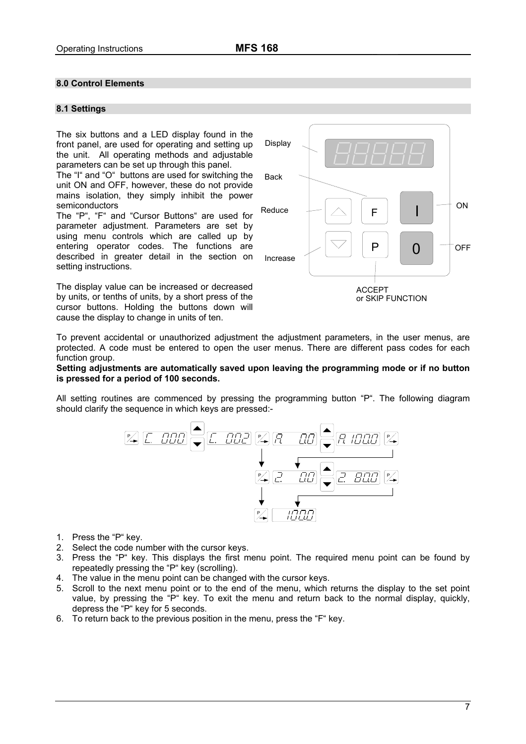## 8.0 Control Elements

### 8.1 Settings

The six buttons and a LED display found in the front panel, are used for operating and setting up the unit. All operating methods and adjustable parameters can be set up through this panel.
The "I" and "O" buttons are used for switching the unit ON and OFF, however, these do not provide mains isolation, they simply inhibit the power semiconductors
The "P", "F" and "Cursor Buttons" are used for parameter adjustment. Parameters are set by using menu controls which are called up by entering operator codes. The functions are described in greater detail in the section on setting instructions.

The display value can be increased or decreased by units, or tenths of units, by a short press of the cursor buttons. Holding the buttons down will cause the display to change in units of ten.

Display
Back
Reduce
Increase
ON
OFF
ACCEPT
or SKIP FUNCTION

To prevent accidental or unauthorized adjustment the adjustment parameters, in the user menus, are protected. A code must be entered to open the user menus. There are different pass codes for each function group.

**Setting adjustments are automatically saved upon leaving the programming mode or if no button is pressed for a period of 100 seconds.**

All setting routines are commenced by pressing the programming button "P". The following diagram should clarify the sequence in which keys are pressed:-

P → C. 000 → ▲▼ → C. 002 → P → A 0.0 → ▲▼ → A 100.0 → P
P → 2. 0.0 → ▲▼ → 2. 80.0 → P
P → 100.0

1. Press the "P" key.
2. Select the code number with the cursor keys.
3. Press the "P" key. This displays the first menu point. The required menu point can be found by repeatedly pressing the "P" key (scrolling).
4. The value in the menu point can be changed with the cursor keys.
5. Scroll to the next menu point or to the end of the menu, which returns the display to the set point value, by pressing the "P" key. To exit the menu and return back to the normal display, quickly, depress the "P" key for 5 seconds.
6. To return back to the previous position in the menu, press the "F" key.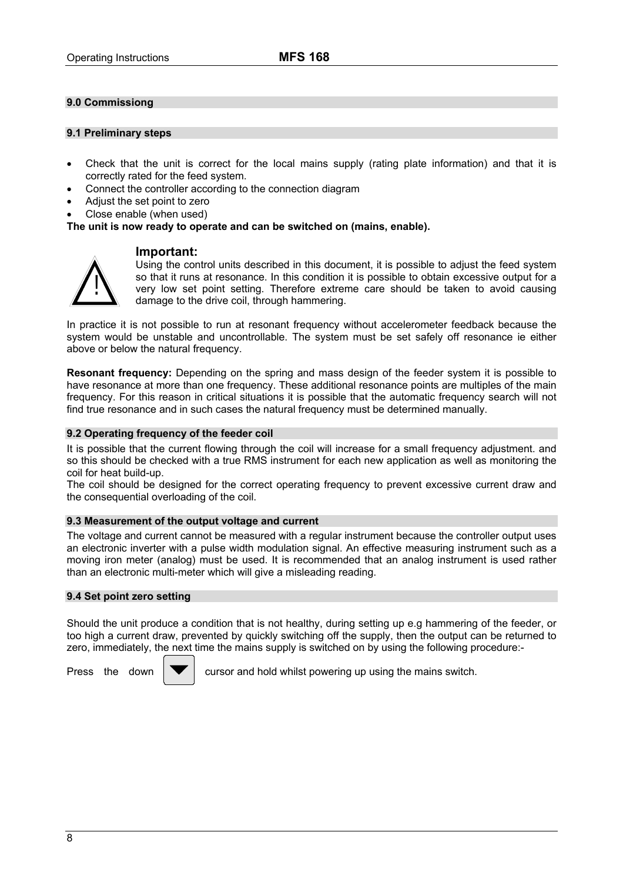## 9.0 Commissiong

### 9.1 Preliminary steps

- Check that the unit is correct for the local mains supply (rating plate information) and that it is correctly rated for the feed system.
- Connect the controller according to the connection diagram
- Adjust the set point to zero
- Close enable (when used)

**The unit is now ready to operate and can be switched on (mains, enable).**

**Important:**
Using the control units described in this document, it is possible to adjust the feed system so that it runs at resonance. In this condition it is possible to obtain excessive output for a very low set point setting. Therefore extreme care should be taken to avoid causing damage to the drive coil, through hammering.

In practice it is not possible to run at resonant frequency without accelerometer feedback because the system would be unstable and uncontrollable. The system must be set safely off resonance ie either above or below the natural frequency.

**Resonant frequency:** Depending on the spring and mass design of the feeder system it is possible to have resonance at more than one frequency. These additional resonance points are multiples of the main frequency. For this reason in critical situations it is possible that the automatic frequency search will not find true resonance and in such cases the natural frequency must be determined manually.

### 9.2 Operating frequency of the feeder coil

It is possible that the current flowing through the coil will increase for a small frequency adjustment. and so this should be checked with a true RMS instrument for each new application as well as monitoring the coil for heat build-up.
The coil should be designed for the correct operating frequency to prevent excessive current draw and the consequential overloading of the coil.

### 9.3 Measurement of the output voltage and current

The voltage and current cannot be measured with a regular instrument because the controller output uses an electronic inverter with a pulse width modulation signal. An effective measuring instrument such as a moving iron meter (analog) must be used. It is recommended that an analog instrument is used rather than an electronic multi-meter which will give a misleading reading.

### 9.4 Set point zero setting

Should the unit produce a condition that is not healthy, during setting up e.g hammering of the feeder, or too high a current draw, prevented by quickly switching off the supply, then the output can be returned to zero, immediately, the next time the mains supply is switched on by using the following procedure:-

Press the down ▼ cursor and hold whilst powering up using the mains switch.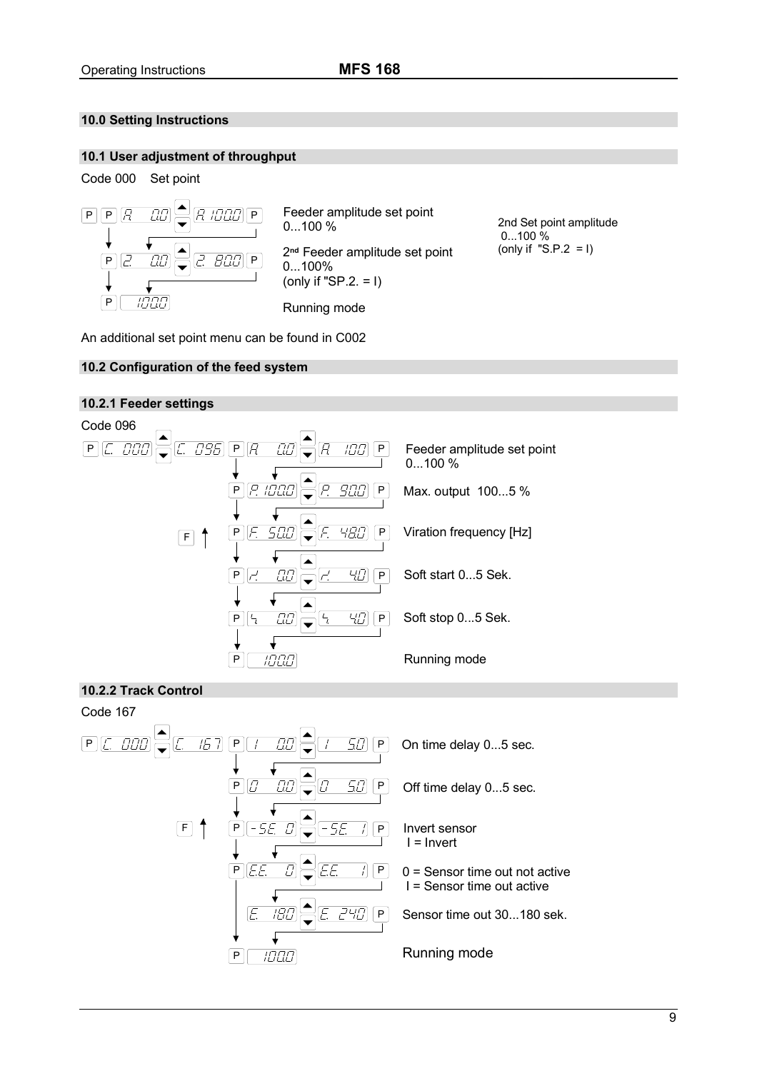## 10.0 Setting Instructions

### 10.1 User adjustment of throughput

Code 000    Set point

| Key sequence / Display | Description |
|---|---|
| P P A 0.0 ▲▼ A 100.0 P | Feeder amplitude set point 0...100 % |
| P 2 0.0 ▲▼ 2 80.0 P | 2nd Feeder amplitude set point 0...100% (only if "SP.2. = I) |
| P 100.0 | Running mode |

2nd Set point amplitude 0...100 % (only if "S.P.2 = I)

An additional set point menu can be found in C002

### 10.2 Configuration of the feed system

#### 10.2.1 Feeder settings

Code 096

| Key sequence / Display | Description |
|---|---|
| P C. 000 ▲▼ C. 096 P A 0.0 ▲▼ A 100 P | Feeder amplitude set point 0...100 % |
| P P. 100.0 ▲▼ P. 90.0 P | Max. output 100...5 % |
| F ↑ P F. 50.0 ▲▼ F. 48.0 P | Viration frequency [Hz] |
| P / 0.0 ▲▼ / 4.0 P | Soft start 0...5 Sek. |
| P \ 0.0 ▲▼ \ 4.0 P | Soft stop 0...5 Sek. |
| P 100.0 | Running mode |

#### 10.2.2 Track Control

Code 167

| Key sequence / Display | Description |
|---|---|
| P C. 000 ▲▼ C. 167 P I 0.0 ▲▼ I 5.0 P | On time delay 0...5 sec. |
| P 0 0.0 ▲▼ 0 5.0 P | Off time delay 0...5 sec. |
| F ↑ P -SE. 0 ▲▼ -SE. I P | Invert sensor<br>I = Invert |
| P E.E. 0 ▲▼ E.E. I P | 0 = Sensor time out not active<br>I = Sensor time out active |
| E. 180 ▲▼ E. 240 P | Sensor time out 30...180 sek. |
| P 100.0 | Running mode |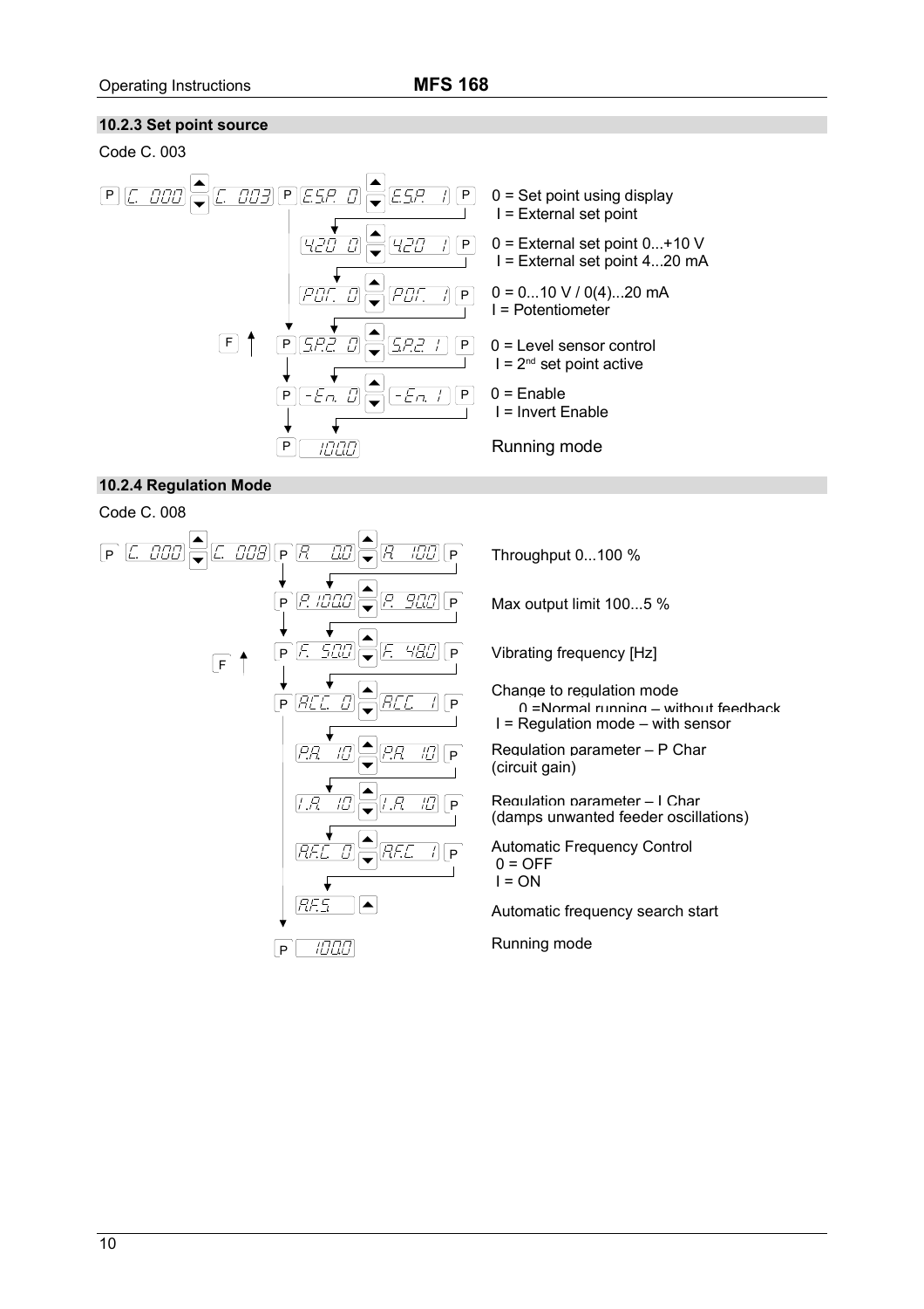### 10.2.3 Set point source

Code C. 003

| Display | Setting |
|---|---|
| P → C. 000 ▲▼ C. 003 → P → E.S.P. 0 ▲▼ E.S.P. 1 → P | 0 = Set point using display<br>I = External set point |
| 420 0 ▲▼ 420 1 → P | 0 = External set point 0...+10 V<br>I = External set point 4...20 mA |
| POT. 0 ▲▼ POT. 1 → P | 0 = 0...10 V / 0(4)...20 mA<br>I = Potentiometer |
| F ↑ P → S.P.2 0 ▲▼ S.P.2 1 → P | 0 = Level sensor control<br>I = 2nd set point active |
| P → -En. 0 ▲▼ -En. 1 → P | 0 = Enable<br>I = Invert Enable |
| P → 100.0 | Running mode |

### 10.2.4 Regulation Mode

Code C. 008

| Display | Setting |
|---|---|
| P → C. 000 ▲▼ C. 008 → P → A 0.0 ▲▼ A 100 → P | Throughput 0...100 % |
| P → P. 100.0 ▲▼ P. 90.0 → P | Max output limit 100...5 % |
| F ↑ P → F. 50.0 ▲▼ F. 48.0 → P | Vibrating frequency [Hz] |
| P → ACC. 0 ▲▼ ACC. 1 → P | Change to regulation mode<br>0 =Normal running – without feedback<br>I = Regulation mode – with sensor |
| P.A. 10 ▲▼ P.A. 10 → P | Regulation parameter – P Char<br>(circuit gain) |
| I.A. 10 ▲▼ I.A. 10 → P | Regulation parameter – I Char<br>(damps unwanted feeder oscillations) |
| A.F.C. 0 ▲▼ A.F.C. 1 → P | Automatic Frequency Control<br>0 = OFF<br>I = ON |
| A.F.S. ▲ | Automatic frequency search start |
| P → 100.0 | Running mode |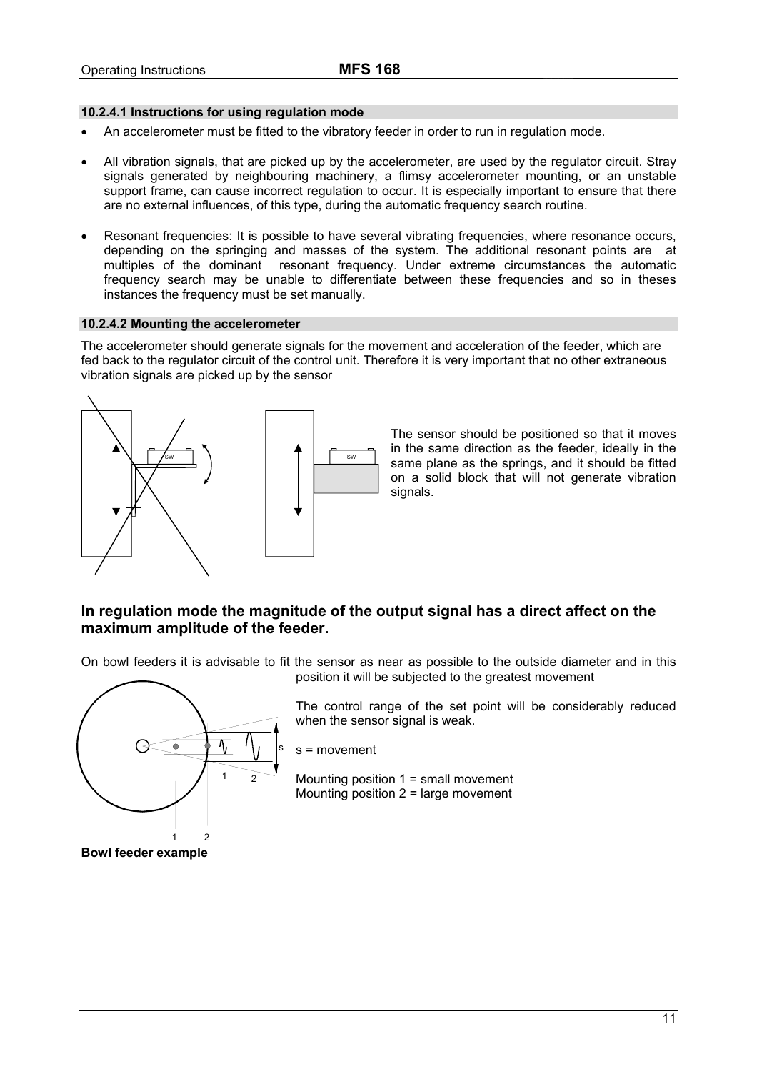#### 10.2.4.1 Instructions for using regulation mode

- An accelerometer must be fitted to the vibratory feeder in order to run in regulation mode.
- All vibration signals, that are picked up by the accelerometer, are used by the regulator circuit. Stray signals generated by neighbouring machinery, a flimsy accelerometer mounting, or an unstable support frame, can cause incorrect regulation to occur. It is especially important to ensure that there are no external influences, of this type, during the automatic frequency search routine.
- Resonant frequencies: It is possible to have several vibrating frequencies, where resonance occurs, depending on the springing and masses of the system. The additional resonant points are at multiples of the dominant resonant frequency. Under extreme circumstances the automatic frequency search may be unable to differentiate between these frequencies and so in theses instances the frequency must be set manually.

#### 10.2.4.2 Mounting the accelerometer

The accelerometer should generate signals for the movement and acceleration of the feeder, which are fed back to the regulator circuit of the control unit. Therefore it is very important that no other extraneous vibration signals are picked up by the sensor

The sensor should be positioned so that it moves in the same direction as the feeder, ideally in the same plane as the springs, and it should be fitted on a solid block that will not generate vibration signals.

### In regulation mode the magnitude of the output signal has a direct affect on the maximum amplitude of the feeder.

On bowl feeders it is advisable to fit the sensor as near as possible to the outside diameter and in this position it will be subjected to the greatest movement

The control range of the set point will be considerably reduced when the sensor signal is weak.

s = movement

Mounting position 1 = small movement
Mounting position 2 = large movement

**Bowl feeder example**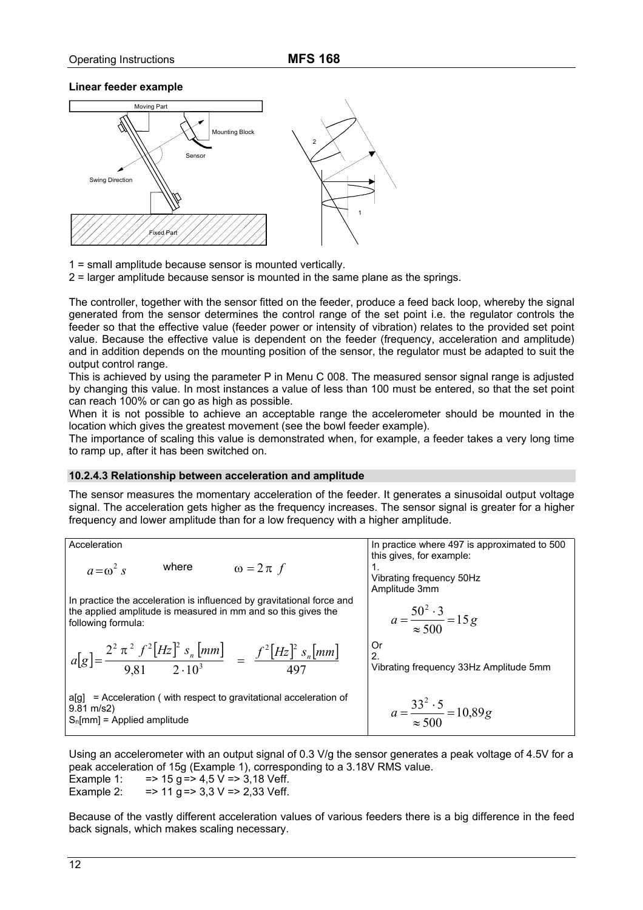**Linear feeder example**

1 = small amplitude because sensor is mounted vertically.
2 = larger amplitude because sensor is mounted in the same plane as the springs.

The controller, together with the sensor fitted on the feeder, produce a feed back loop, whereby the signal generated from the sensor determines the control range of the set point i.e. the regulator controls the feeder so that the effective value (feeder power or intensity of vibration) relates to the provided set point value. Because the effective value is dependent on the feeder (frequency, acceleration and amplitude) and in addition depends on the mounting position of the sensor, the regulator must be adapted to suit the output control range.
This is achieved by using the parameter P in Menu C 008. The measured sensor signal range is adjusted by changing this value. In most instances a value of less than 100 must be entered, so that the set point can reach 100% or can go as high as possible.
When it is not possible to achieve an acceptable range the accelerometer should be mounted in the location which gives the greatest movement (see the bowl feeder example).
The importance of scaling this value is demonstrated when, for example, a feeder takes a very long time to ramp up, after it has been switched on.

### 10.2.4.3 Relationship between acceleration and amplitude

The sensor measures the momentary acceleration of the feeder. It generates a sinusoidal output voltage signal. The acceleration gets higher as the frequency increases. The sensor signal is greater for a higher frequency and lower amplitude than for a low frequency with a higher amplitude.

Acceleration

$$a = \omega^2 s \quad \text{where} \quad \omega = 2\pi f$$

In practice the acceleration is influenced by gravitational force and the applied amplitude is measured in mm and so this gives the following formula:

$$a[g] = \frac{2^2 \pi^2 f^2[Hz]^2 s_n[mm]}{9{,}81 \quad 2 \cdot 10^3} = \frac{f^2[Hz]^2 s_n[mm]}{497}$$

a[g] = Acceleration ( with respect to gravitational acceleration of 9.81 m/s2)
$S_n$[mm] = Applied amplitude

In practice where 497 is approximated to 500 this gives, for example:

1.
Vibrating frequency 50Hz
Amplitude 3mm

$$a = \frac{50^2 \cdot 3}{\approx 500} = 15g$$

Or
2.
Vibrating frequency 33Hz Amplitude 5mm

$$a = \frac{33^2 \cdot 5}{\approx 500} = 10{,}89g$$

Using an accelerometer with an output signal of 0.3 V/g the sensor generates a peak voltage of 4.5V for a peak acceleration of 15g (Example 1), corresponding to a 3.18V RMS value.
Example 1: => 15 g => 4,5 V => 3,18 Veff.
Example 2: => 11 g => 3,3 V => 2,33 Veff.

Because of the vastly different acceleration values of various feeders there is a big difference in the feed back signals, which makes scaling necessary.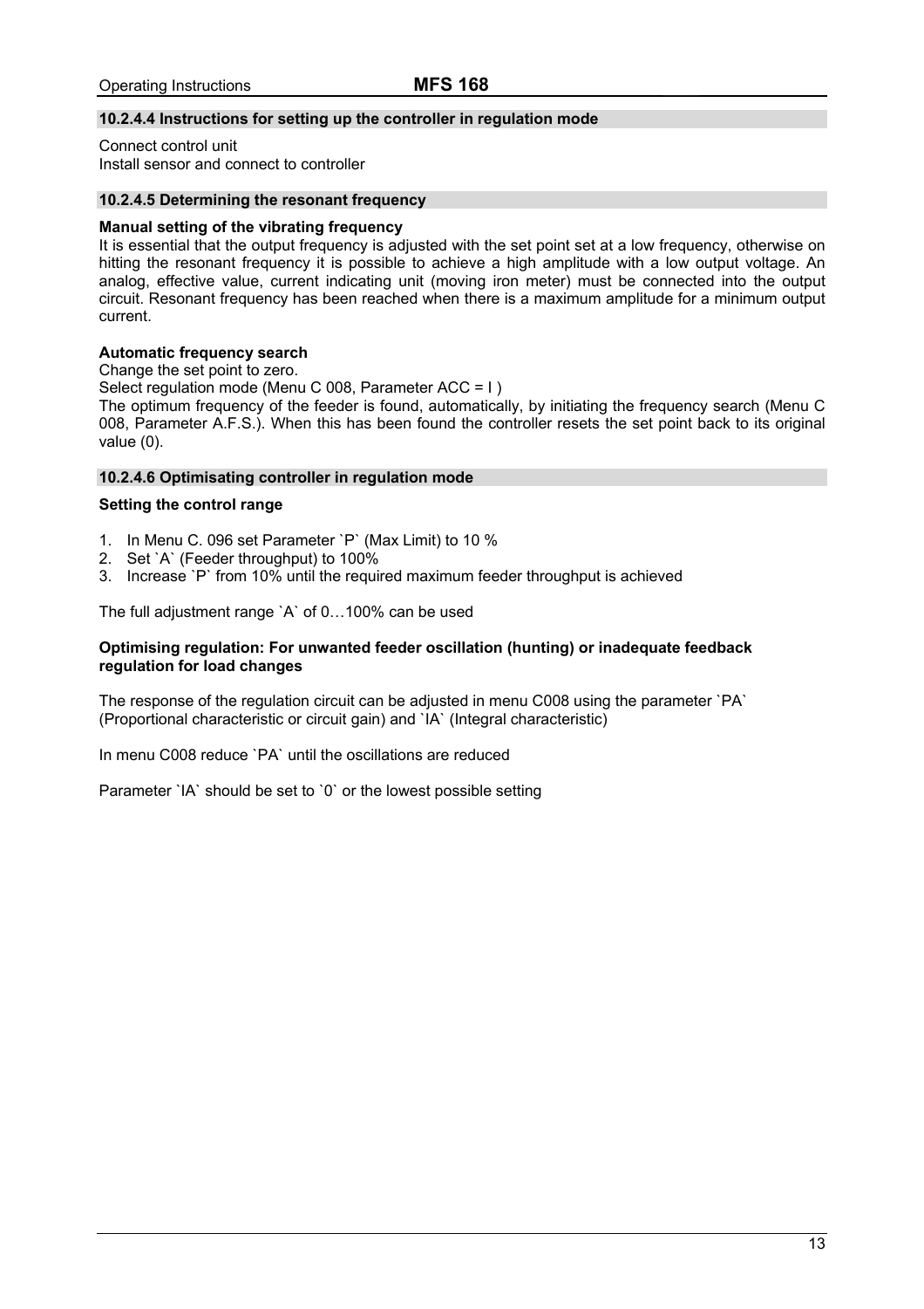### 10.2.4.4 Instructions for setting up the controller in regulation mode

Connect control unit
Install sensor and connect to controller

### 10.2.4.5 Determining the resonant frequency

**Manual setting of the vibrating frequency**
It is essential that the output frequency is adjusted with the set point set at a low frequency, otherwise on hitting the resonant frequency it is possible to achieve a high amplitude with a low output voltage. An analog, effective value, current indicating unit (moving iron meter) must be connected into the output circuit. Resonant frequency has been reached when there is a maximum amplitude for a minimum output current.

**Automatic frequency search**
Change the set point to zero.
Select regulation mode (Menu C 008, Parameter ACC = I )
The optimum frequency of the feeder is found, automatically, by initiating the frequency search (Menu C 008, Parameter A.F.S.). When this has been found the controller resets the set point back to its original value (0).

### 10.2.4.6 Optimisating controller in regulation mode

**Setting the control range**

1. In Menu C. 096 set Parameter `P` (Max Limit) to 10 %
2. Set `A` (Feeder throughput) to 100%
3. Increase `P` from 10% until the required maximum feeder throughput is achieved

The full adjustment range `A` of 0…100% can be used

**Optimising regulation: For unwanted feeder oscillation (hunting) or inadequate feedback regulation for load changes**

The response of the regulation circuit can be adjusted in menu C008 using the parameter `PA` (Proportional characteristic or circuit gain) and `IA` (Integral characteristic)

In menu C008 reduce `PA` until the oscillations are reduced

Parameter `IA` should be set to `0` or the lowest possible setting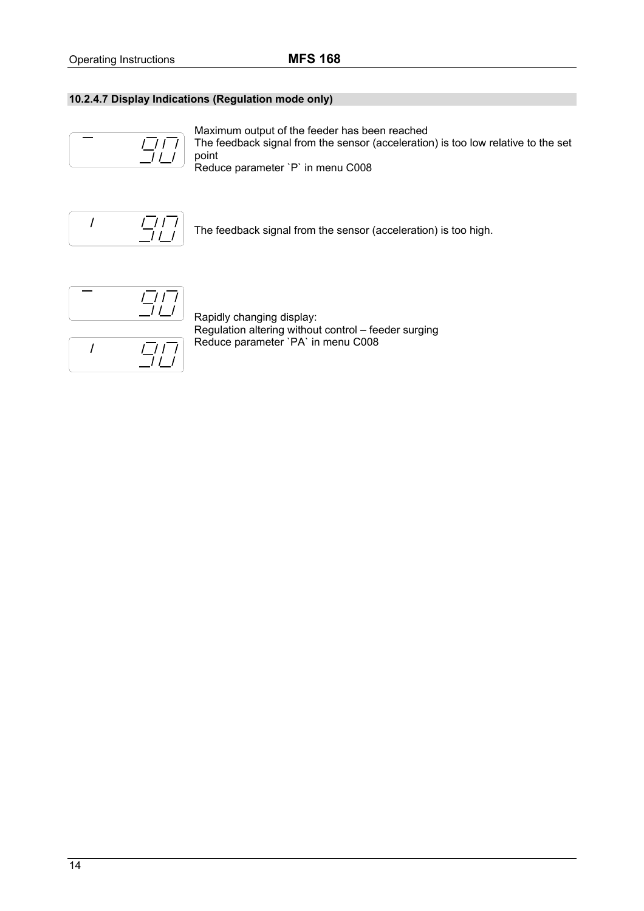### 10.2.4.7 Display Indications (Regulation mode only)

| Display | Description |
| --- | --- |
| ‾ 90 | Maximum output of the feeder has been reached<br>The feedback signal from the sensor (acceleration) is too low relative to the set point<br>Reduce parameter `P` in menu C008 |
| / 90 | The feedback signal from the sensor (acceleration) is too high. |
| ‾ 90<br>/ 90 | Rapidly changing display:<br>Regulation altering without control – feeder surging<br>Reduce parameter `PA` in menu C008 |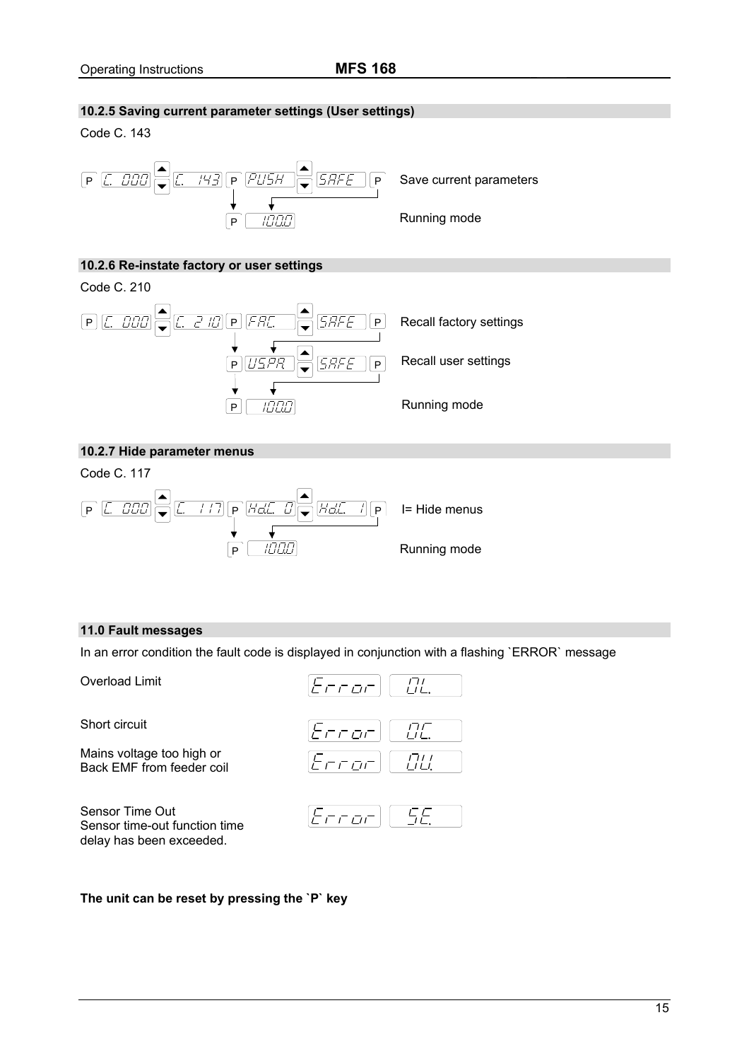## 10.2.5 Saving current parameter settings (User settings)

Code C. 143

P C. 000 ▲▼ C. 143 P PUSH ▲▼ SAFE P — Save current parameters

P 100.0 — Running mode

## 10.2.6 Re-instate factory or user settings

Code C. 210

P C. 000 ▲▼ C. 210 P FAC. ▲▼ SAFE P — Recall factory settings

P USPR ▲▼ SAFE P — Recall user settings

P 100.0 — Running mode

## 10.2.7 Hide parameter menus

Code C. 117

P C. 000 ▲▼ C. 117 P HdC. 0 ▲▼ HdC. 1 P — I= Hide menus

P 100.0 — Running mode

## 11.0 Fault messages

In an error condition the fault code is displayed in conjunction with a flashing `ERROR` message

| Fault | Display |
|---|---|
| Overload Limit | Error OL. |
| Short circuit | Error OC. |
| Mains voltage too high or Back EMF from feeder coil | Error OU. |
| Sensor Time Out<br>Sensor time-out function time delay has been exceeded. | Error SE. |

**The unit can be reset by pressing the `P` key**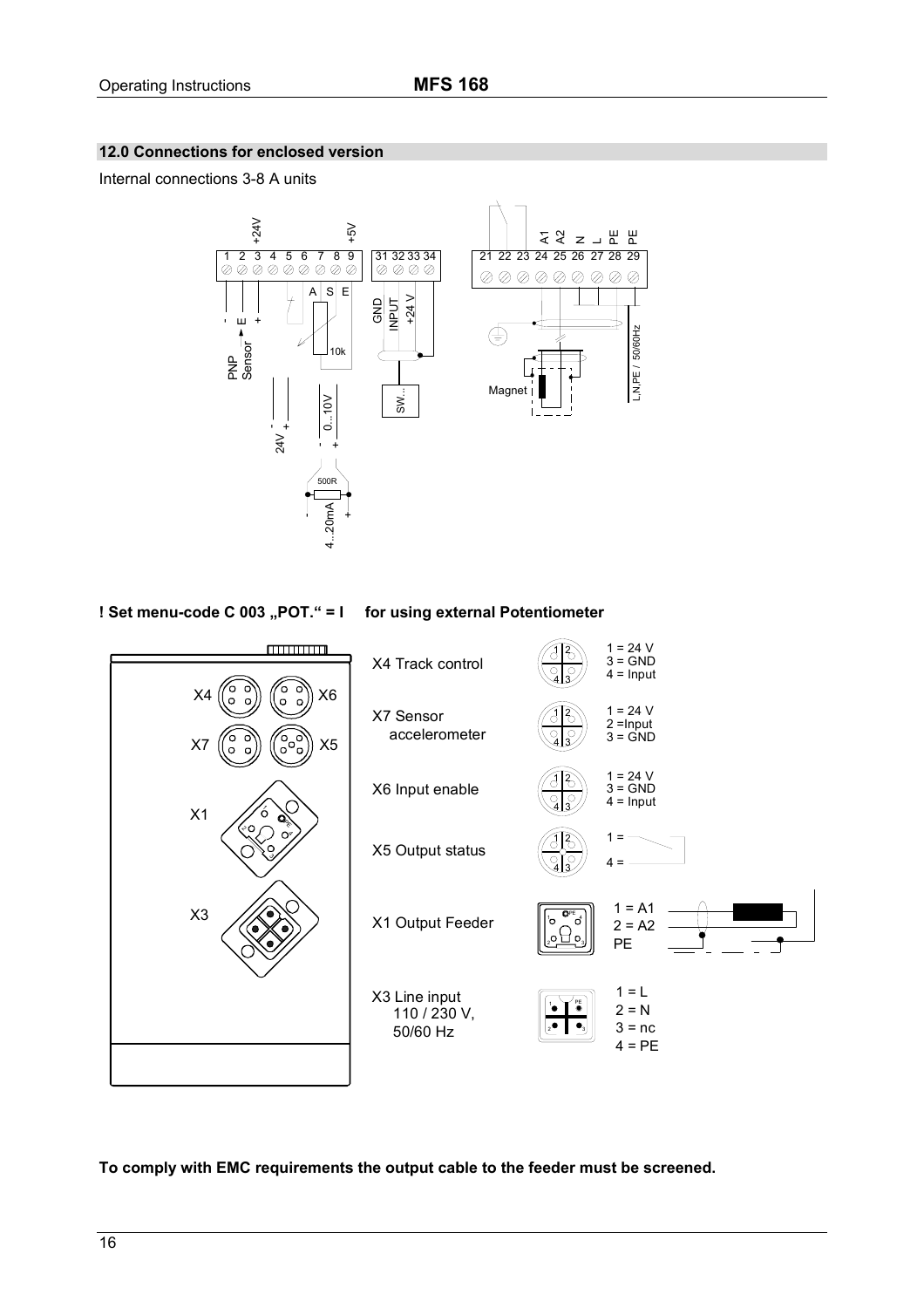## 12.0 Connections for enclosed version

Internal connections 3-8 A units

**! Set menu-code C 003 „POT." = I for using external Potentiometer**

| Connector | Function | Pin assignment |
|---|---|---|
| X4 | Track control | 1 = 24 V, 3 = GND, 4 = Input |
| X7 | Sensor accelerometer | 1 = 24 V, 2 = Input, 3 = GND |
| X6 | Input enable | 1 = 24 V, 3 = GND, 4 = Input |
| X5 | Output status | 1 =, 4 = |
| X1 | Output Feeder | 1 = A1, 2 = A2, PE |
| X3 | Line input 110 / 230 V, 50/60 Hz | 1 = L, 2 = N, 3 = nc, 4 = PE |

**To comply with EMC requirements the output cable to the feeder must be screened.**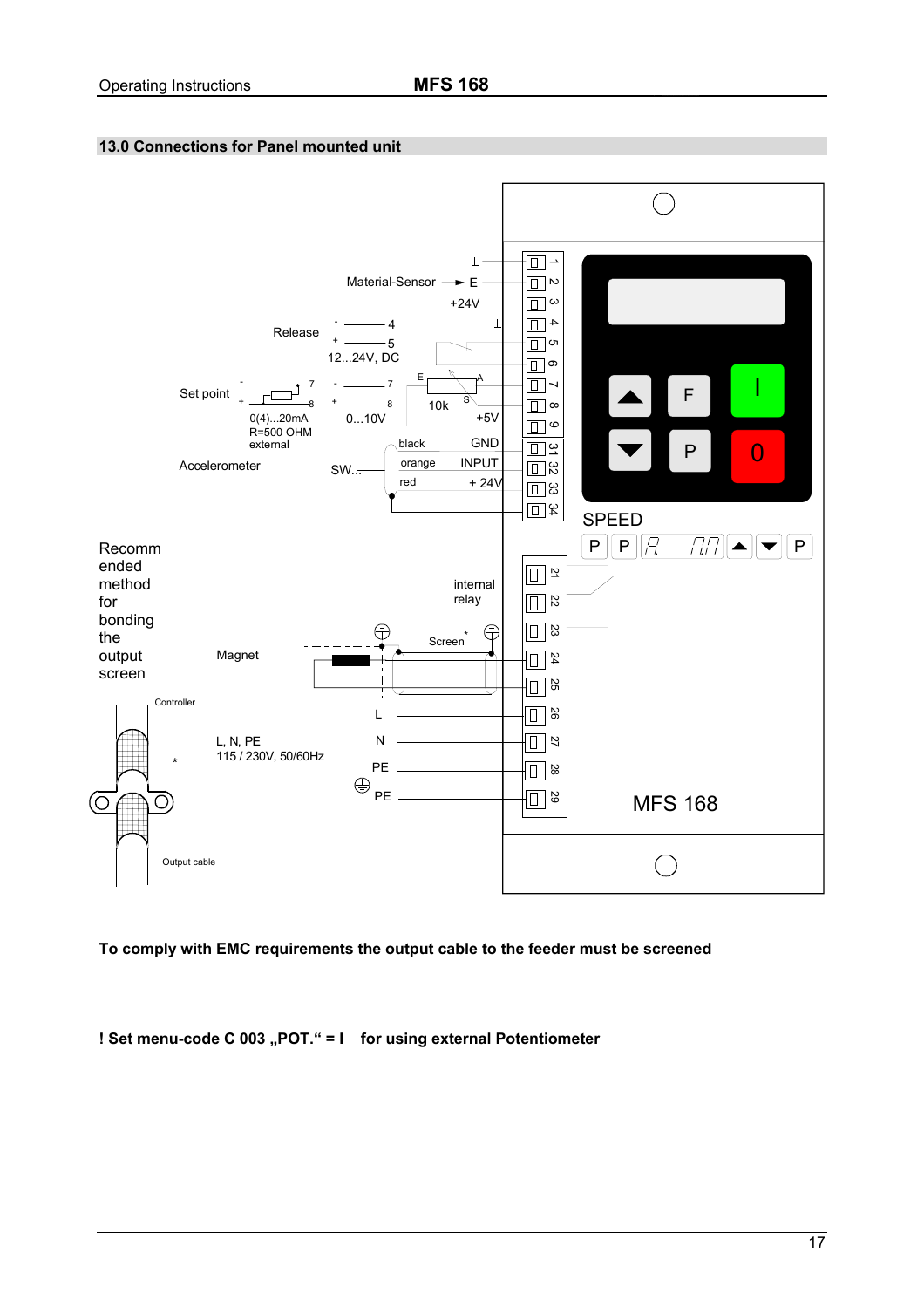## 13.0 Connections for Panel mounted unit

Material-Sensor E +24V

Release - 4 + 5 12...24V, DC

Set point - 7 + 8 0(4)...20mA R=500 OHM external

- 7 + 8 0...10V

E A S 10k +5V

Accelerometer SW... black GND orange INPUT red + 24V

1 2 3 4 5 6 7 8 9 31 32 33 34

F I P 0

SPEED

P P A 0.0 P

Recommended method for bonding the output screen

internal relay

Magnet Screen *

21 22 23 24 25 26 27 28 29

Controller

L, N, PE 115 / 230V, 50/60Hz

L N PE PE

\*

Output cable

MFS 168

**To comply with EMC requirements the output cable to the feeder must be screened**

**! Set menu-code C 003 „POT." = I for using external Potentiometer**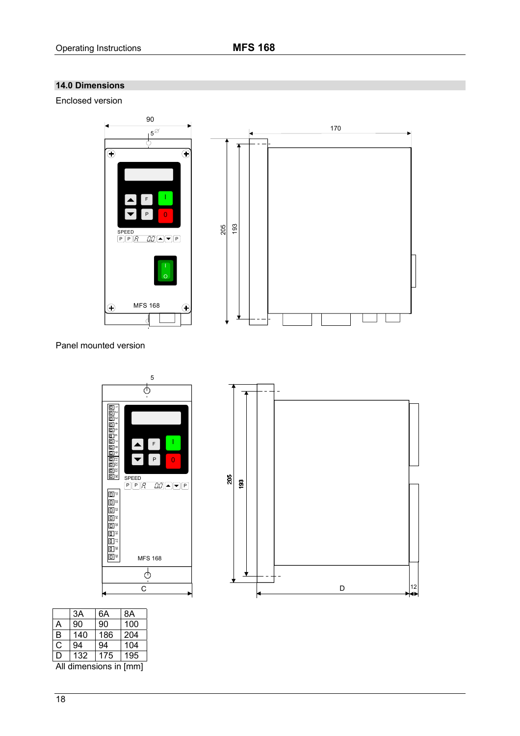## 14.0 Dimensions

Enclosed version

90

5

170

205

193

SPEED

MFS 168

Panel mounted version

5

205

193

SPEED

MFS 168

C

D

12

| | 3A | 6A | 8A |
|---|---|---|---|
| A | 90 | 90 | 100 |
| B | 140 | 186 | 204 |
| C | 94 | 94 | 104 |
| D | 132 | 175 | 195 |

All dimensions in [mm]